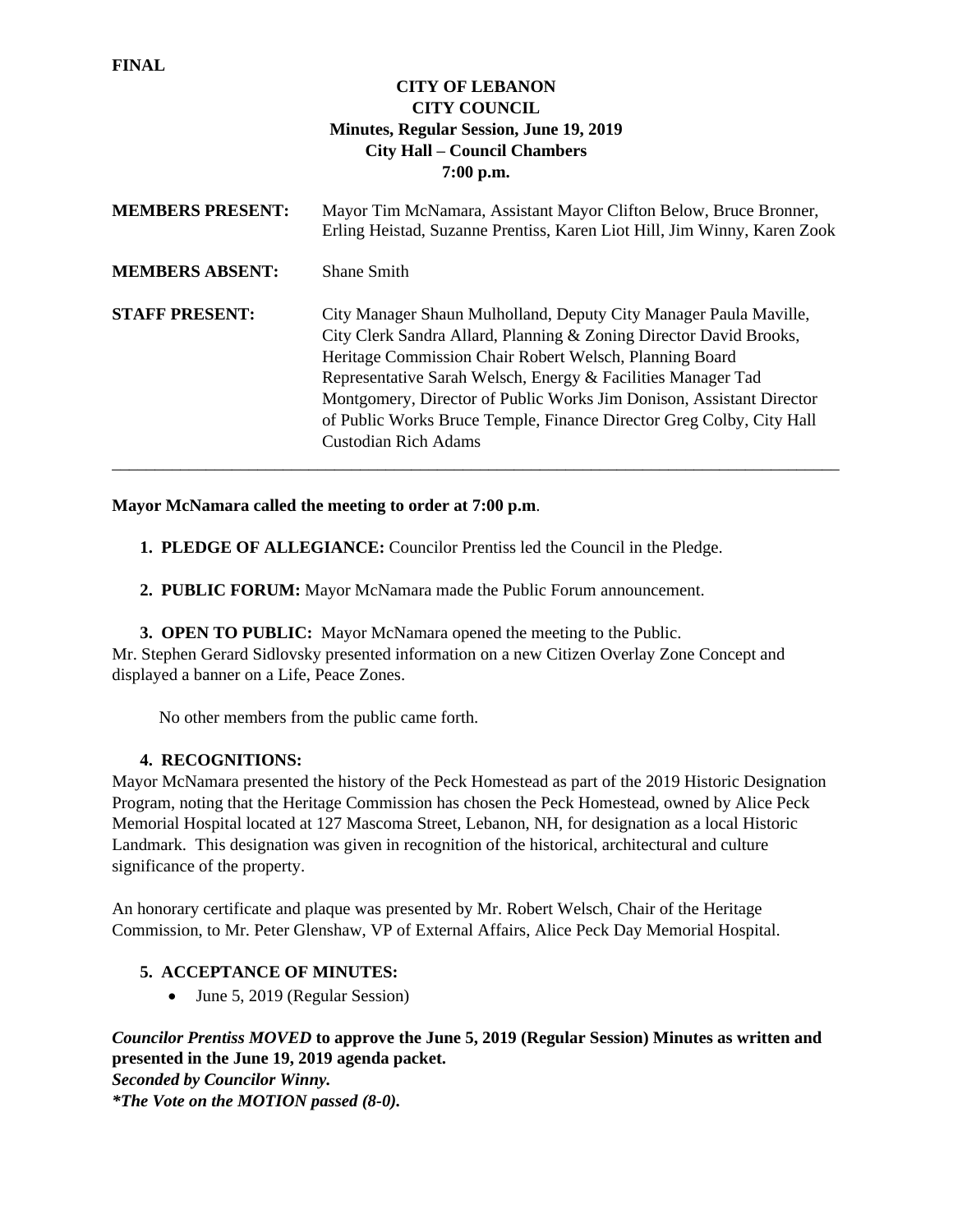**FINAL**

**CITY OF LEBANON**
**CITY COUNCIL**
**Minutes, Regular Session, June 19, 2019**
**City Hall – Council Chambers**
**7:00 p.m.**

**MEMBERS PRESENT:** Mayor Tim McNamara, Assistant Mayor Clifton Below, Bruce Bronner, Erling Heistad, Suzanne Prentiss, Karen Liot Hill, Jim Winny, Karen Zook

**MEMBERS ABSENT:** Shane Smith

**STAFF PRESENT:** City Manager Shaun Mulholland, Deputy City Manager Paula Maville, City Clerk Sandra Allard, Planning & Zoning Director David Brooks, Heritage Commission Chair Robert Welsch, Planning Board Representative Sarah Welsch, Energy & Facilities Manager Tad Montgomery, Director of Public Works Jim Donison, Assistant Director of Public Works Bruce Temple, Finance Director Greg Colby, City Hall Custodian Rich Adams

---

**Mayor McNamara called the meeting to order at 7:00 p.m**.

1. **PLEDGE OF ALLEGIANCE:** Councilor Prentiss led the Council in the Pledge.

2. **PUBLIC FORUM:** Mayor McNamara made the Public Forum announcement.

3. **OPEN TO PUBLIC:** Mayor McNamara opened the meeting to the Public.

Mr. Stephen Gerard Sidlovsky presented information on a new Citizen Overlay Zone Concept and displayed a banner on a Life, Peace Zones.

No other members from the public came forth.

4. **RECOGNITIONS:**

Mayor McNamara presented the history of the Peck Homestead as part of the 2019 Historic Designation Program, noting that the Heritage Commission has chosen the Peck Homestead, owned by Alice Peck Memorial Hospital located at 127 Mascoma Street, Lebanon, NH, for designation as a local Historic Landmark. This designation was given in recognition of the historical, architectural and culture significance of the property.

An honorary certificate and plaque was presented by Mr. Robert Welsch, Chair of the Heritage Commission, to Mr. Peter Glenshaw, VP of External Affairs, Alice Peck Day Memorial Hospital.

5. **ACCEPTANCE OF MINUTES:**
   - June 5, 2019 (Regular Session)

***Councilor Prentiss MOVED*** **to approve the June 5, 2019 (Regular Session) Minutes as written and presented in the June 19, 2019 agenda packet.**
***Seconded by Councilor Winny.***
***\*The Vote on the MOTION passed (8-0).***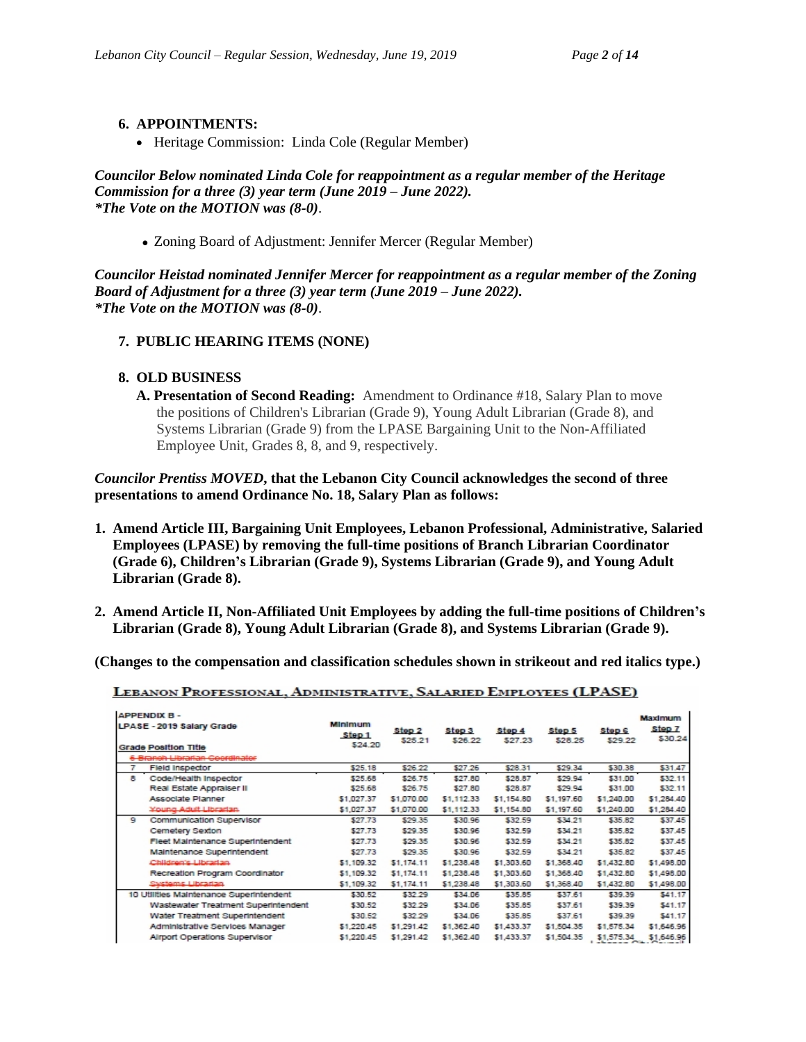## 6. APPOINTMENTS:

- Heritage Commission: Linda Cole (Regular Member)

***Councilor Below nominated Linda Cole for reappointment as a regular member of the Heritage Commission for a three (3) year term (June 2019 – June 2022).***
***\*The Vote on the MOTION was (8-0)***.

- Zoning Board of Adjustment: Jennifer Mercer (Regular Member)

***Councilor Heistad nominated Jennifer Mercer for reappointment as a regular member of the Zoning Board of Adjustment for a three (3) year term (June 2019 – June 2022).***
***\*The Vote on the MOTION was (8-0)***.

## 7. PUBLIC HEARING ITEMS (NONE)

## 8. OLD BUSINESS

**A. Presentation of Second Reading:** Amendment to Ordinance #18, Salary Plan to move the positions of Children's Librarian (Grade 9), Young Adult Librarian (Grade 8), and Systems Librarian (Grade 9) from the LPASE Bargaining Unit to the Non-Affiliated Employee Unit, Grades 8, 8, and 9, respectively.

***Councilor Prentiss MOVED*, that the Lebanon City Council acknowledges the second of three presentations to amend Ordinance No. 18, Salary Plan as follows:**

1. **Amend Article III, Bargaining Unit Employees, Lebanon Professional, Administrative, Salaried Employees (LPASE) by removing the full-time positions of Branch Librarian Coordinator (Grade 6), Children's Librarian (Grade 9), Systems Librarian (Grade 9), and Young Adult Librarian (Grade 8).**

2. **Amend Article II, Non-Affiliated Unit Employees by adding the full-time positions of Children's Librarian (Grade 8), Young Adult Librarian (Grade 8), and Systems Librarian (Grade 9).**

**(Changes to the compensation and classification schedules shown in strikeout and red italics type.)**

**LEBANON PROFESSIONAL, ADMINISTRATIVE, SALARIED EMPLOYEES (LPASE)**

| APPENDIX B - LPASE - 2019 Salary Grade | | Minimum Step 1 | Step 2 | Step 3 | Step 4 | Step 5 | Step 6 | Maximum Step 7 |
|---|---|---|---|---|---|---|---|---|
| Grade | Position Title | $24.20 | $25.21 | $26.22 | $27.23 | $28.25 | $29.22 | $30.24 |
| ~~6~~ | ~~Branch Librarian Coordinator~~ | | | | | | | |
| 7 | Field Inspector | $25.18 | $26.22 | $27.26 | $28.31 | $29.34 | $30.38 | $31.47 |
| 8 | Code/Health Inspector | $25.68 | $26.75 | $27.80 | $28.87 | $29.94 | $31.00 | $32.11 |
| | Real Estate Appraiser II | $25.68 | $26.75 | $27.80 | $28.87 | $29.94 | $31.00 | $32.11 |
| | Associate Planner | $1,027.37 | $1,070.00 | $1,112.33 | $1,154.80 | $1,197.60 | $1,240.00 | $1,284.40 |
| | ~~Young Adult Librarian~~ | $1,027.37 | $1,070.00 | $1,112.33 | $1,154.80 | $1,197.60 | $1,240.00 | $1,284.40 |
| 9 | Communication Supervisor | $27.73 | $29.35 | $30.96 | $32.59 | $34.21 | $35.82 | $37.45 |
| | Cemetery Sexton | $27.73 | $29.35 | $30.96 | $32.59 | $34.21 | $35.82 | $37.45 |
| | Fleet Maintenance Superintendent | $27.73 | $29.35 | $30.96 | $32.59 | $34.21 | $35.82 | $37.45 |
| | Maintenance Superintendent | $27.73 | $29.35 | $30.96 | $32.59 | $34.21 | $35.82 | $37.45 |
| | ~~Children's Librarian~~ | $1,109.32 | $1,174.11 | $1,238.48 | $1,303.60 | $1,368.40 | $1,432.80 | $1,498.00 |
| | Recreation Program Coordinator | $1,109.32 | $1,174.11 | $1,238.48 | $1,303.60 | $1,368.40 | $1,432.80 | $1,498.00 |
| | ~~Systems Librarian~~ | $1,109.32 | $1,174.11 | $1,238.48 | $1,303.60 | $1,368.40 | $1,432.80 | $1,498.00 |
| 10 | Utilities Maintenance Superintendent | $30.52 | $32.29 | $34.06 | $35.85 | $37.61 | $39.39 | $41.17 |
| | Wastewater Treatment Superintendent | $30.52 | $32.29 | $34.06 | $35.85 | $37.61 | $39.39 | $41.17 |
| | Water Treatment Superintendent | $30.52 | $32.29 | $34.06 | $35.85 | $37.61 | $39.39 | $41.17 |
| | Administrative Services Manager | $1,220.45 | $1,291.42 | $1,362.40 | $1,433.37 | $1,504.35 | $1,575.34 | $1,646.96 |
| | Airport Operations Supervisor | $1,220.45 | $1,291.42 | $1,362.40 | $1,433.37 | $1,504.35 | $1,575.34 | $1,646.96 |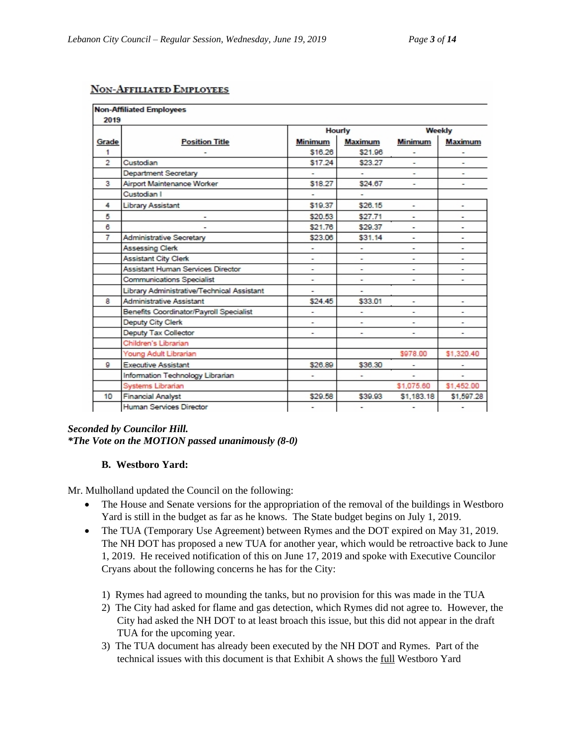## NON-AFFILIATED EMPLOYEES

| Non-Affiliated Employees 2019 | | | | | |
|---|---|---|---|---|---|
| | | Hourly | | Weekly | |
| Grade | Position Title | Minimum | Maximum | Minimum | Maximum |
| 1 | - | $16.26 | $21.96 | - | - |
| 2 | Custodian | $17.24 | $23.27 | - | - |
| | Department Secretary | - | - | - | - |
| 3 | Airport Maintenance Worker | $18.27 | $24.67 | - | - |
| | Custodian I | - | - | | |
| 4 | Library Assistant | $19.37 | $26.15 | - | - |
| 5 | - | $20.53 | $27.71 | - | - |
| 6 | - | $21.76 | $29.37 | - | - |
| 7 | Administrative Secretary | $23.06 | $31.14 | - | - |
| | Assessing Clerk | - | - | - | - |
| | Assistant City Clerk | - | - | - | - |
| | Assistant Human Services Director | - | - | - | - |
| | Communications Specialist | - | - | - | - |
| | Library Administrative/Technical Assistant | - | - | | |
| 8 | Administrative Assistant | $24.45 | $33.01 | - | - |
| | Benefits Coordinator/Payroll Specialist | - | - | - | - |
| | Deputy City Clerk | - | - | - | - |
| | Deputy Tax Collector | - | - | - | - |
| | Children's Librarian | | | | |
| | Young Adult Librarian | | | $978.00 | $1,320.40 |
| 9 | Executive Assistant | $26.89 | $36.30 | - | - |
| | Information Technology Librarian | - | - | - | - |
| | Systems Librarian | | | $1,075.60 | $1,452.00 |
| 10 | Financial Analyst | $29.58 | $39.93 | $1,183.18 | $1,597.28 |
| | Human Services Director | - | - | - | - |

***Seconded by Councilor Hill.***
***\*The Vote on the MOTION passed unanimously (8-0)***

**B. Westboro Yard:**

Mr. Mulholland updated the Council on the following:

- The House and Senate versions for the appropriation of the removal of the buildings in Westboro Yard is still in the budget as far as he knows. The State budget begins on July 1, 2019.
- The TUA (Temporary Use Agreement) between Rymes and the DOT expired on May 31, 2019. The NH DOT has proposed a new TUA for another year, which would be retroactive back to June 1, 2019. He received notification of this on June 17, 2019 and spoke with Executive Councilor Cryans about the following concerns he has for the City:

  1) Rymes had agreed to mounding the tanks, but no provision for this was made in the TUA
  2) The City had asked for flame and gas detection, which Rymes did not agree to. However, the City had asked the NH DOT to at least broach this issue, but this did not appear in the draft TUA for the upcoming year.
  3) The TUA document has already been executed by the NH DOT and Rymes. Part of the technical issues with this document is that Exhibit A shows the full Westboro Yard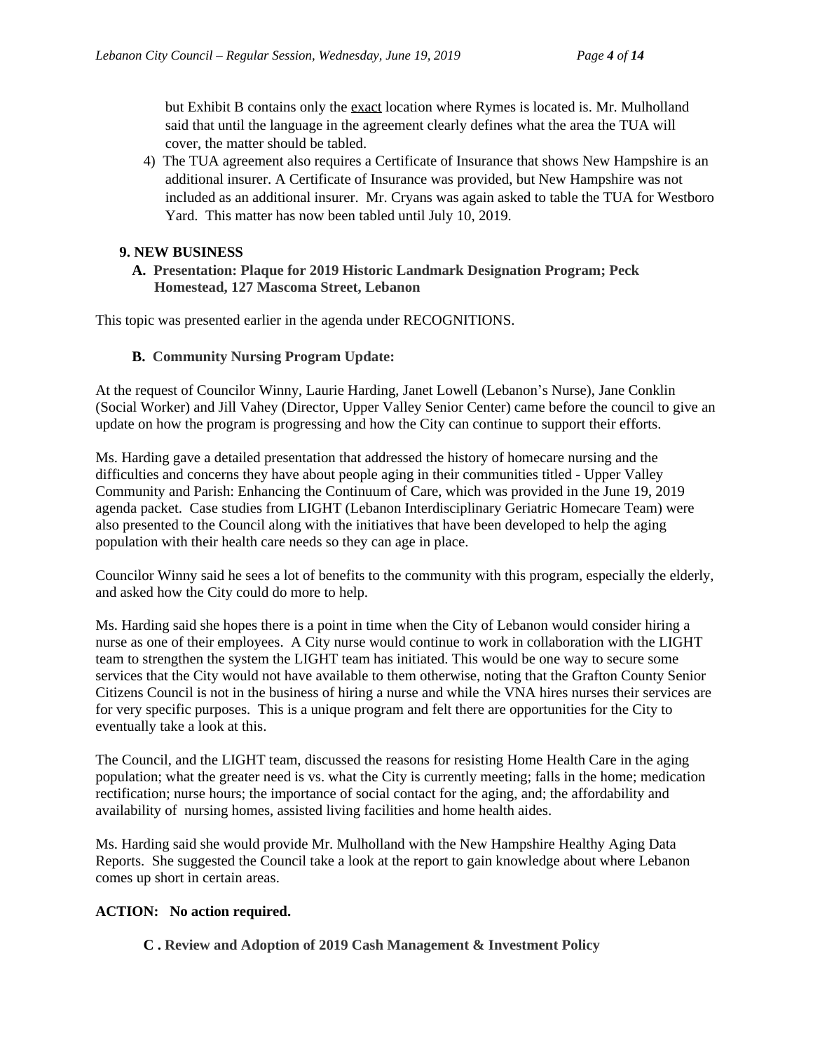but Exhibit B contains only the exact location where Rymes is located is. Mr. Mulholland said that until the language in the agreement clearly defines what the area the TUA will cover, the matter should be tabled.

4) The TUA agreement also requires a Certificate of Insurance that shows New Hampshire is an additional insurer. A Certificate of Insurance was provided, but New Hampshire was not included as an additional insurer. Mr. Cryans was again asked to table the TUA for Westboro Yard. This matter has now been tabled until July 10, 2019.

## 9. NEW BUSINESS

### A. Presentation: Plaque for 2019 Historic Landmark Designation Program; Peck Homestead, 127 Mascoma Street, Lebanon

This topic was presented earlier in the agenda under RECOGNITIONS.

### B. Community Nursing Program Update:

At the request of Councilor Winny, Laurie Harding, Janet Lowell (Lebanon's Nurse), Jane Conklin (Social Worker) and Jill Vahey (Director, Upper Valley Senior Center) came before the council to give an update on how the program is progressing and how the City can continue to support their efforts.

Ms. Harding gave a detailed presentation that addressed the history of homecare nursing and the difficulties and concerns they have about people aging in their communities titled - Upper Valley Community and Parish: Enhancing the Continuum of Care, which was provided in the June 19, 2019 agenda packet. Case studies from LIGHT (Lebanon Interdisciplinary Geriatric Homecare Team) were also presented to the Council along with the initiatives that have been developed to help the aging population with their health care needs so they can age in place.

Councilor Winny said he sees a lot of benefits to the community with this program, especially the elderly, and asked how the City could do more to help.

Ms. Harding said she hopes there is a point in time when the City of Lebanon would consider hiring a nurse as one of their employees. A City nurse would continue to work in collaboration with the LIGHT team to strengthen the system the LIGHT team has initiated. This would be one way to secure some services that the City would not have available to them otherwise, noting that the Grafton County Senior Citizens Council is not in the business of hiring a nurse and while the VNA hires nurses their services are for very specific purposes. This is a unique program and felt there are opportunities for the City to eventually take a look at this.

The Council, and the LIGHT team, discussed the reasons for resisting Home Health Care in the aging population; what the greater need is vs. what the City is currently meeting; falls in the home; medication rectification; nurse hours; the importance of social contact for the aging, and; the affordability and availability of nursing homes, assisted living facilities and home health aides.

Ms. Harding said she would provide Mr. Mulholland with the New Hampshire Healthy Aging Data Reports. She suggested the Council take a look at the report to gain knowledge about where Lebanon comes up short in certain areas.

**ACTION: No action required.**

### C . Review and Adoption of 2019 Cash Management & Investment Policy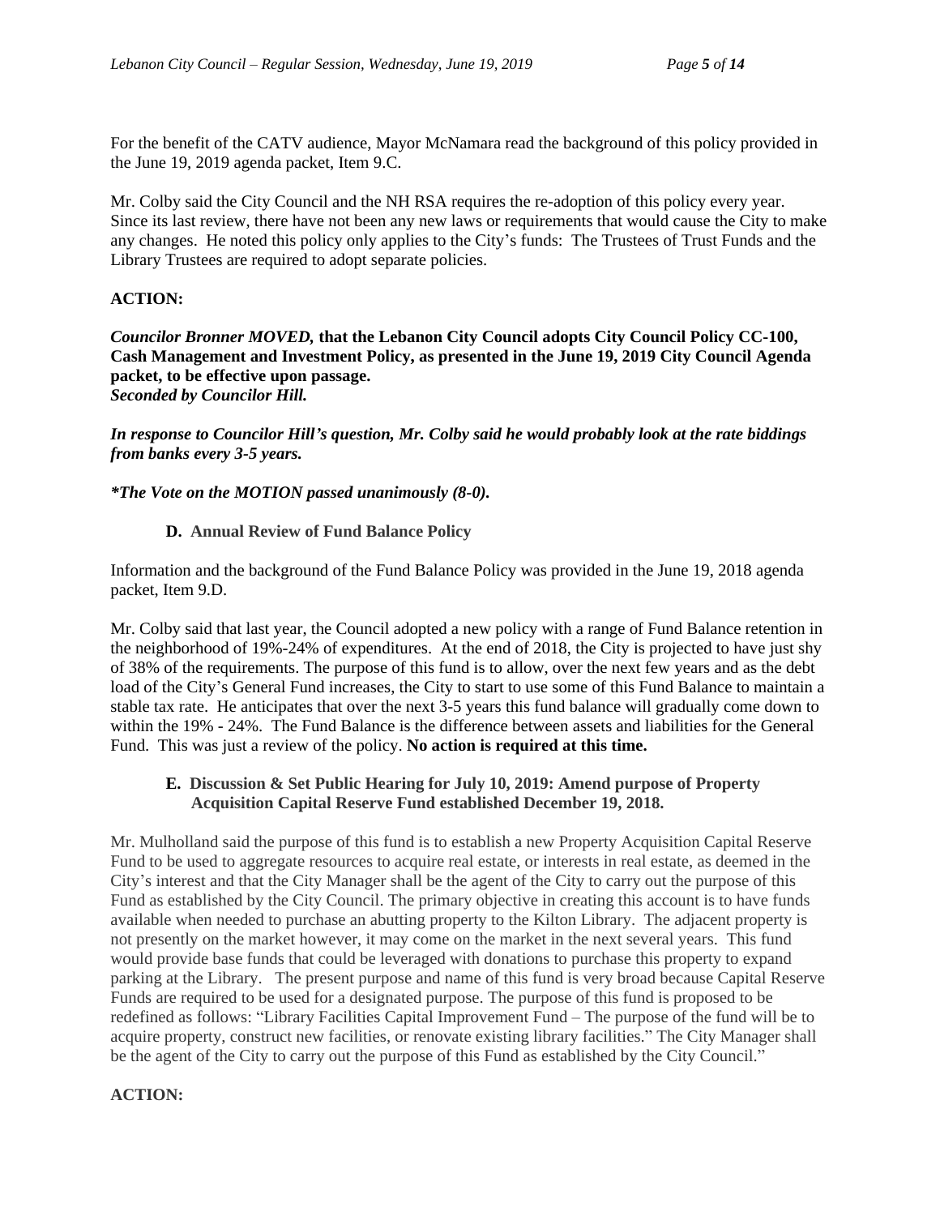For the benefit of the CATV audience, Mayor McNamara read the background of this policy provided in the June 19, 2019 agenda packet, Item 9.C.

Mr. Colby said the City Council and the NH RSA requires the re-adoption of this policy every year. Since its last review, there have not been any new laws or requirements that would cause the City to make any changes. He noted this policy only applies to the City's funds: The Trustees of Trust Funds and the Library Trustees are required to adopt separate policies.

**ACTION:**

***Councilor Bronner MOVED,* that the Lebanon City Council adopts City Council Policy CC-100, Cash Management and Investment Policy, as presented in the June 19, 2019 City Council Agenda packet, to be effective upon passage.**
***Seconded by Councilor Hill.***

***In response to Councilor Hill's question, Mr. Colby said he would probably look at the rate biddings from banks every 3-5 years.***

***\*The Vote on the MOTION passed unanimously (8-0).***

**D. Annual Review of Fund Balance Policy**

Information and the background of the Fund Balance Policy was provided in the June 19, 2018 agenda packet, Item 9.D.

Mr. Colby said that last year, the Council adopted a new policy with a range of Fund Balance retention in the neighborhood of 19%-24% of expenditures. At the end of 2018, the City is projected to have just shy of 38% of the requirements. The purpose of this fund is to allow, over the next few years and as the debt load of the City's General Fund increases, the City to start to use some of this Fund Balance to maintain a stable tax rate. He anticipates that over the next 3-5 years this fund balance will gradually come down to within the 19% - 24%. The Fund Balance is the difference between assets and liabilities for the General Fund. This was just a review of the policy. **No action is required at this time.**

**E. Discussion & Set Public Hearing for July 10, 2019: Amend purpose of Property Acquisition Capital Reserve Fund established December 19, 2018.**

Mr. Mulholland said the purpose of this fund is to establish a new Property Acquisition Capital Reserve Fund to be used to aggregate resources to acquire real estate, or interests in real estate, as deemed in the City's interest and that the City Manager shall be the agent of the City to carry out the purpose of this Fund as established by the City Council. The primary objective in creating this account is to have funds available when needed to purchase an abutting property to the Kilton Library. The adjacent property is not presently on the market however, it may come on the market in the next several years. This fund would provide base funds that could be leveraged with donations to purchase this property to expand parking at the Library. The present purpose and name of this fund is very broad because Capital Reserve Funds are required to be used for a designated purpose. The purpose of this fund is proposed to be redefined as follows: "Library Facilities Capital Improvement Fund – The purpose of the fund will be to acquire property, construct new facilities, or renovate existing library facilities." The City Manager shall be the agent of the City to carry out the purpose of this Fund as established by the City Council."

**ACTION:**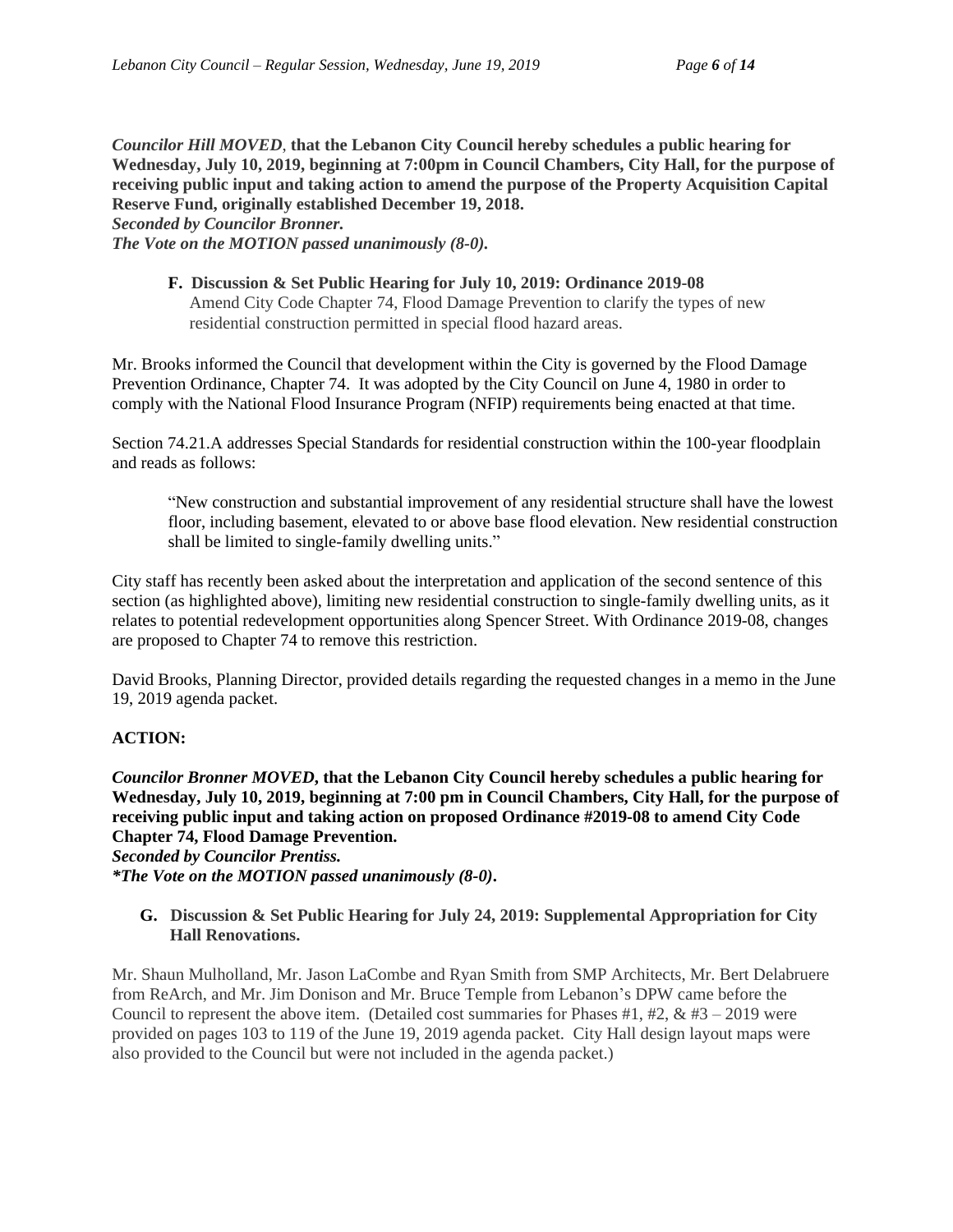***Councilor Hill MOVED*, that the Lebanon City Council hereby schedules a public hearing for Wednesday, July 10, 2019, beginning at 7:00pm in Council Chambers, City Hall, for the purpose of receiving public input and taking action to amend the purpose of the Property Acquisition Capital Reserve Fund, originally established December 19, 2018.**
***Seconded by Councilor Bronner.***
***The Vote on the MOTION passed unanimously (8-0).***

> **F. Discussion & Set Public Hearing for July 10, 2019: Ordinance 2019-08**
> Amend City Code Chapter 74, Flood Damage Prevention to clarify the types of new residential construction permitted in special flood hazard areas.

Mr. Brooks informed the Council that development within the City is governed by the Flood Damage Prevention Ordinance, Chapter 74. It was adopted by the City Council on June 4, 1980 in order to comply with the National Flood Insurance Program (NFIP) requirements being enacted at that time.

Section 74.21.A addresses Special Standards for residential construction within the 100-year floodplain and reads as follows:

> "New construction and substantial improvement of any residential structure shall have the lowest floor, including basement, elevated to or above base flood elevation. New residential construction shall be limited to single-family dwelling units."

City staff has recently been asked about the interpretation and application of the second sentence of this section (as highlighted above), limiting new residential construction to single-family dwelling units, as it relates to potential redevelopment opportunities along Spencer Street. With Ordinance 2019-08, changes are proposed to Chapter 74 to remove this restriction.

David Brooks, Planning Director, provided details regarding the requested changes in a memo in the June 19, 2019 agenda packet.

**ACTION:**

***Councilor Bronner MOVED*, that the Lebanon City Council hereby schedules a public hearing for Wednesday, July 10, 2019, beginning at 7:00 pm in Council Chambers, City Hall, for the purpose of receiving public input and taking action on proposed Ordinance #2019-08 to amend City Code Chapter 74, Flood Damage Prevention.**
***Seconded by Councilor Prentiss.***
***\*The Vote on the MOTION passed unanimously (8-0).***

> **G. Discussion & Set Public Hearing for July 24, 2019: Supplemental Appropriation for City Hall Renovations.**

Mr. Shaun Mulholland, Mr. Jason LaCombe and Ryan Smith from SMP Architects, Mr. Bert Delabruere from ReArch, and Mr. Jim Donison and Mr. Bruce Temple from Lebanon's DPW came before the Council to represent the above item. (Detailed cost summaries for Phases #1, #2, & #3 – 2019 were provided on pages 103 to 119 of the June 19, 2019 agenda packet. City Hall design layout maps were also provided to the Council but were not included in the agenda packet.)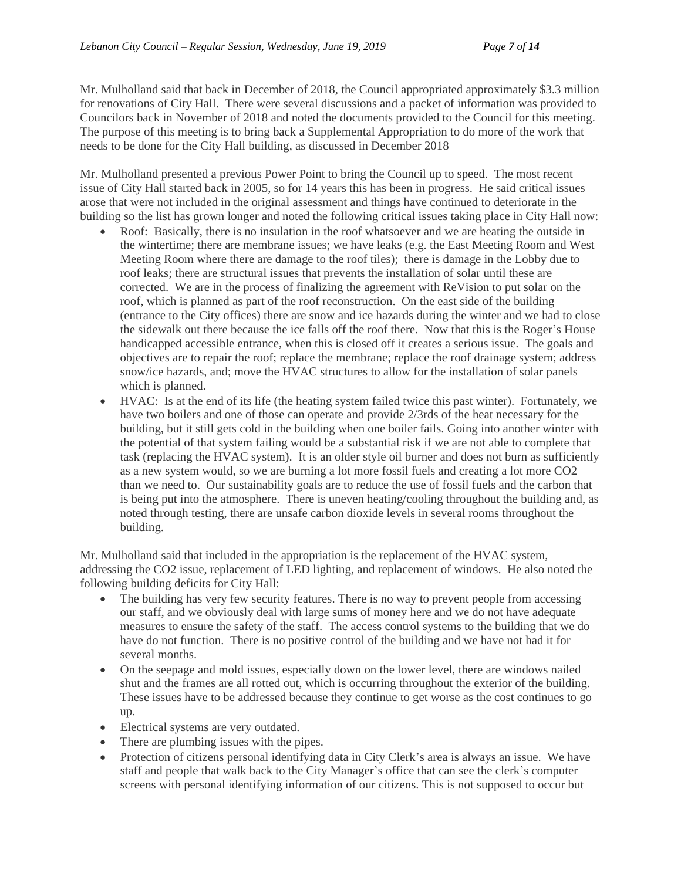Mr. Mulholland said that back in December of 2018, the Council appropriated approximately $3.3 million for renovations of City Hall. There were several discussions and a packet of information was provided to Councilors back in November of 2018 and noted the documents provided to the Council for this meeting. The purpose of this meeting is to bring back a Supplemental Appropriation to do more of the work that needs to be done for the City Hall building, as discussed in December 2018

Mr. Mulholland presented a previous Power Point to bring the Council up to speed. The most recent issue of City Hall started back in 2005, so for 14 years this has been in progress. He said critical issues arose that were not included in the original assessment and things have continued to deteriorate in the building so the list has grown longer and noted the following critical issues taking place in City Hall now:

- Roof: Basically, there is no insulation in the roof whatsoever and we are heating the outside in the wintertime; there are membrane issues; we have leaks (e.g. the East Meeting Room and West Meeting Room where there are damage to the roof tiles); there is damage in the Lobby due to roof leaks; there are structural issues that prevents the installation of solar until these are corrected. We are in the process of finalizing the agreement with ReVision to put solar on the roof, which is planned as part of the roof reconstruction. On the east side of the building (entrance to the City offices) there are snow and ice hazards during the winter and we had to close the sidewalk out there because the ice falls off the roof there. Now that this is the Roger's House handicapped accessible entrance, when this is closed off it creates a serious issue. The goals and objectives are to repair the roof; replace the membrane; replace the roof drainage system; address snow/ice hazards, and; move the HVAC structures to allow for the installation of solar panels which is planned.
- HVAC: Is at the end of its life (the heating system failed twice this past winter). Fortunately, we have two boilers and one of those can operate and provide 2/3rds of the heat necessary for the building, but it still gets cold in the building when one boiler fails. Going into another winter with the potential of that system failing would be a substantial risk if we are not able to complete that task (replacing the HVAC system). It is an older style oil burner and does not burn as sufficiently as a new system would, so we are burning a lot more fossil fuels and creating a lot more CO2 than we need to. Our sustainability goals are to reduce the use of fossil fuels and the carbon that is being put into the atmosphere. There is uneven heating/cooling throughout the building and, as noted through testing, there are unsafe carbon dioxide levels in several rooms throughout the building.

Mr. Mulholland said that included in the appropriation is the replacement of the HVAC system, addressing the CO2 issue, replacement of LED lighting, and replacement of windows. He also noted the following building deficits for City Hall:

- The building has very few security features. There is no way to prevent people from accessing our staff, and we obviously deal with large sums of money here and we do not have adequate measures to ensure the safety of the staff. The access control systems to the building that we do have do not function. There is no positive control of the building and we have not had it for several months.
- On the seepage and mold issues, especially down on the lower level, there are windows nailed shut and the frames are all rotted out, which is occurring throughout the exterior of the building. These issues have to be addressed because they continue to get worse as the cost continues to go up.
- Electrical systems are very outdated.
- There are plumbing issues with the pipes.
- Protection of citizens personal identifying data in City Clerk's area is always an issue. We have staff and people that walk back to the City Manager's office that can see the clerk's computer screens with personal identifying information of our citizens. This is not supposed to occur but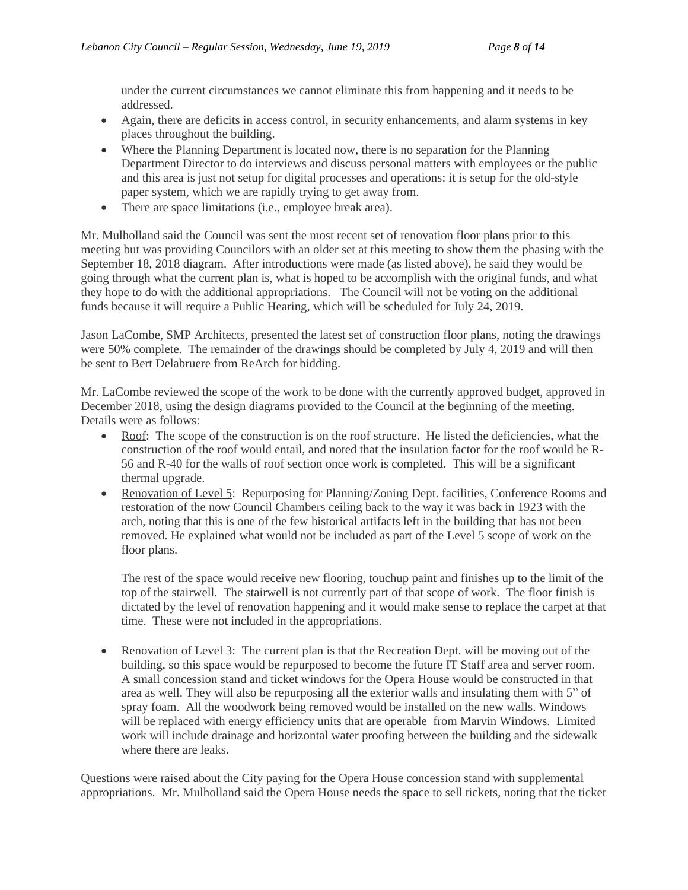under the current circumstances we cannot eliminate this from happening and it needs to be addressed.

- Again, there are deficits in access control, in security enhancements, and alarm systems in key places throughout the building.
- Where the Planning Department is located now, there is no separation for the Planning Department Director to do interviews and discuss personal matters with employees or the public and this area is just not setup for digital processes and operations: it is setup for the old-style paper system, which we are rapidly trying to get away from.
- There are space limitations (i.e., employee break area).

Mr. Mulholland said the Council was sent the most recent set of renovation floor plans prior to this meeting but was providing Councilors with an older set at this meeting to show them the phasing with the September 18, 2018 diagram. After introductions were made (as listed above), he said they would be going through what the current plan is, what is hoped to be accomplish with the original funds, and what they hope to do with the additional appropriations. The Council will not be voting on the additional funds because it will require a Public Hearing, which will be scheduled for July 24, 2019.

Jason LaCombe, SMP Architects, presented the latest set of construction floor plans, noting the drawings were 50% complete. The remainder of the drawings should be completed by July 4, 2019 and will then be sent to Bert Delabruere from ReArch for bidding.

Mr. LaCombe reviewed the scope of the work to be done with the currently approved budget, approved in December 2018, using the design diagrams provided to the Council at the beginning of the meeting. Details were as follows:

- Roof: The scope of the construction is on the roof structure. He listed the deficiencies, what the construction of the roof would entail, and noted that the insulation factor for the roof would be R-56 and R-40 for the walls of roof section once work is completed. This will be a significant thermal upgrade.
- Renovation of Level 5: Repurposing for Planning/Zoning Dept. facilities, Conference Rooms and restoration of the now Council Chambers ceiling back to the way it was back in 1923 with the arch, noting that this is one of the few historical artifacts left in the building that has not been removed. He explained what would not be included as part of the Level 5 scope of work on the floor plans.

  The rest of the space would receive new flooring, touchup paint and finishes up to the limit of the top of the stairwell. The stairwell is not currently part of that scope of work. The floor finish is dictated by the level of renovation happening and it would make sense to replace the carpet at that time. These were not included in the appropriations.

- Renovation of Level 3: The current plan is that the Recreation Dept. will be moving out of the building, so this space would be repurposed to become the future IT Staff area and server room. A small concession stand and ticket windows for the Opera House would be constructed in that area as well. They will also be repurposing all the exterior walls and insulating them with 5" of spray foam. All the woodwork being removed would be installed on the new walls. Windows will be replaced with energy efficiency units that are operable from Marvin Windows. Limited work will include drainage and horizontal water proofing between the building and the sidewalk where there are leaks.

Questions were raised about the City paying for the Opera House concession stand with supplemental appropriations. Mr. Mulholland said the Opera House needs the space to sell tickets, noting that the ticket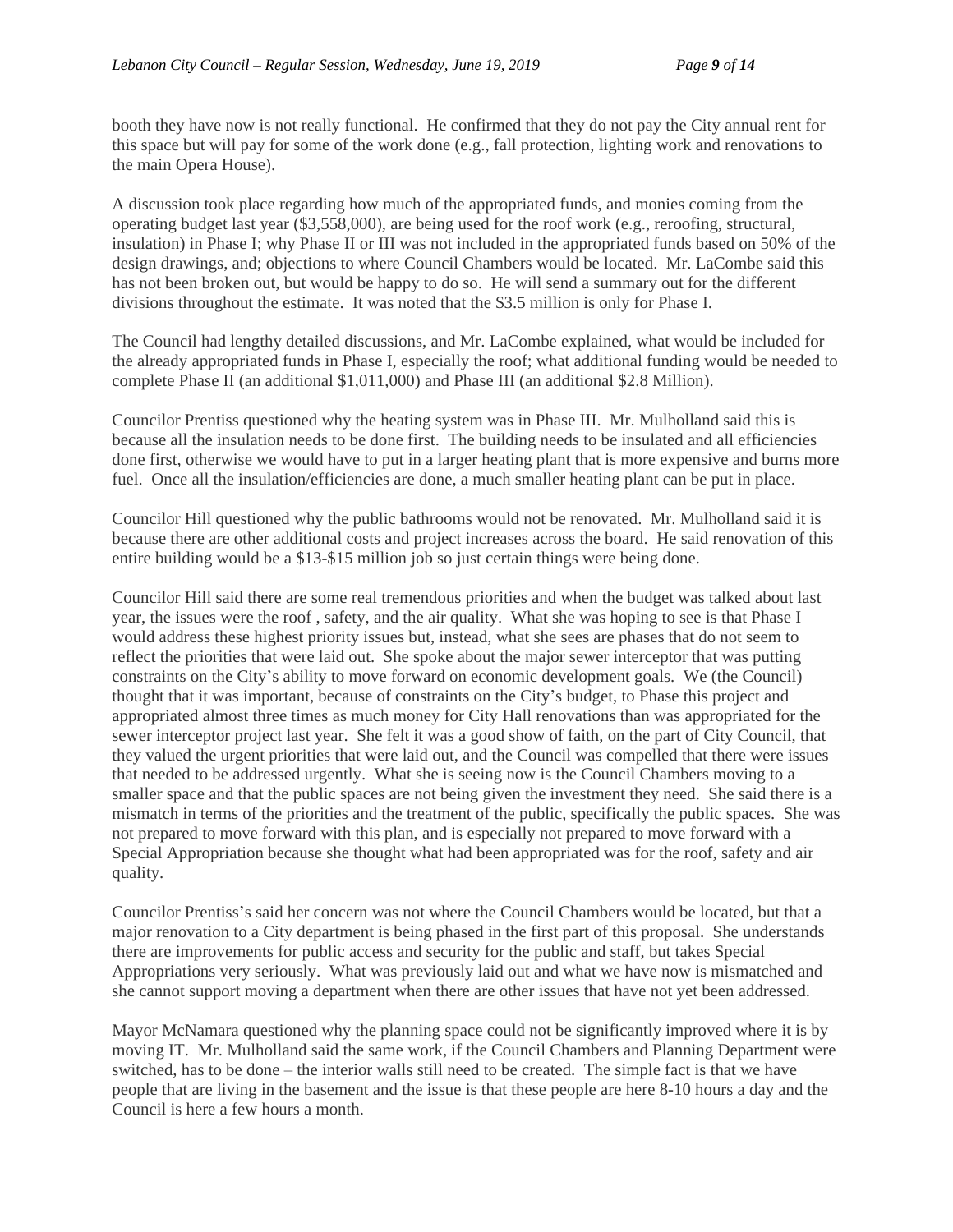booth they have now is not really functional. He confirmed that they do not pay the City annual rent for this space but will pay for some of the work done (e.g., fall protection, lighting work and renovations to the main Opera House).

A discussion took place regarding how much of the appropriated funds, and monies coming from the operating budget last year ($3,558,000), are being used for the roof work (e.g., reroofing, structural, insulation) in Phase I; why Phase II or III was not included in the appropriated funds based on 50% of the design drawings, and; objections to where Council Chambers would be located. Mr. LaCombe said this has not been broken out, but would be happy to do so. He will send a summary out for the different divisions throughout the estimate. It was noted that the $3.5 million is only for Phase I.

The Council had lengthy detailed discussions, and Mr. LaCombe explained, what would be included for the already appropriated funds in Phase I, especially the roof; what additional funding would be needed to complete Phase II (an additional $1,011,000) and Phase III (an additional $2.8 Million).

Councilor Prentiss questioned why the heating system was in Phase III. Mr. Mulholland said this is because all the insulation needs to be done first. The building needs to be insulated and all efficiencies done first, otherwise we would have to put in a larger heating plant that is more expensive and burns more fuel. Once all the insulation/efficiencies are done, a much smaller heating plant can be put in place.

Councilor Hill questioned why the public bathrooms would not be renovated. Mr. Mulholland said it is because there are other additional costs and project increases across the board. He said renovation of this entire building would be a $13-$15 million job so just certain things were being done.

Councilor Hill said there are some real tremendous priorities and when the budget was talked about last year, the issues were the roof , safety, and the air quality. What she was hoping to see is that Phase I would address these highest priority issues but, instead, what she sees are phases that do not seem to reflect the priorities that were laid out. She spoke about the major sewer interceptor that was putting constraints on the City's ability to move forward on economic development goals. We (the Council) thought that it was important, because of constraints on the City's budget, to Phase this project and appropriated almost three times as much money for City Hall renovations than was appropriated for the sewer interceptor project last year. She felt it was a good show of faith, on the part of City Council, that they valued the urgent priorities that were laid out, and the Council was compelled that there were issues that needed to be addressed urgently. What she is seeing now is the Council Chambers moving to a smaller space and that the public spaces are not being given the investment they need. She said there is a mismatch in terms of the priorities and the treatment of the public, specifically the public spaces. She was not prepared to move forward with this plan, and is especially not prepared to move forward with a Special Appropriation because she thought what had been appropriated was for the roof, safety and air quality.

Councilor Prentiss's said her concern was not where the Council Chambers would be located, but that a major renovation to a City department is being phased in the first part of this proposal. She understands there are improvements for public access and security for the public and staff, but takes Special Appropriations very seriously. What was previously laid out and what we have now is mismatched and she cannot support moving a department when there are other issues that have not yet been addressed.

Mayor McNamara questioned why the planning space could not be significantly improved where it is by moving IT. Mr. Mulholland said the same work, if the Council Chambers and Planning Department were switched, has to be done – the interior walls still need to be created. The simple fact is that we have people that are living in the basement and the issue is that these people are here 8-10 hours a day and the Council is here a few hours a month.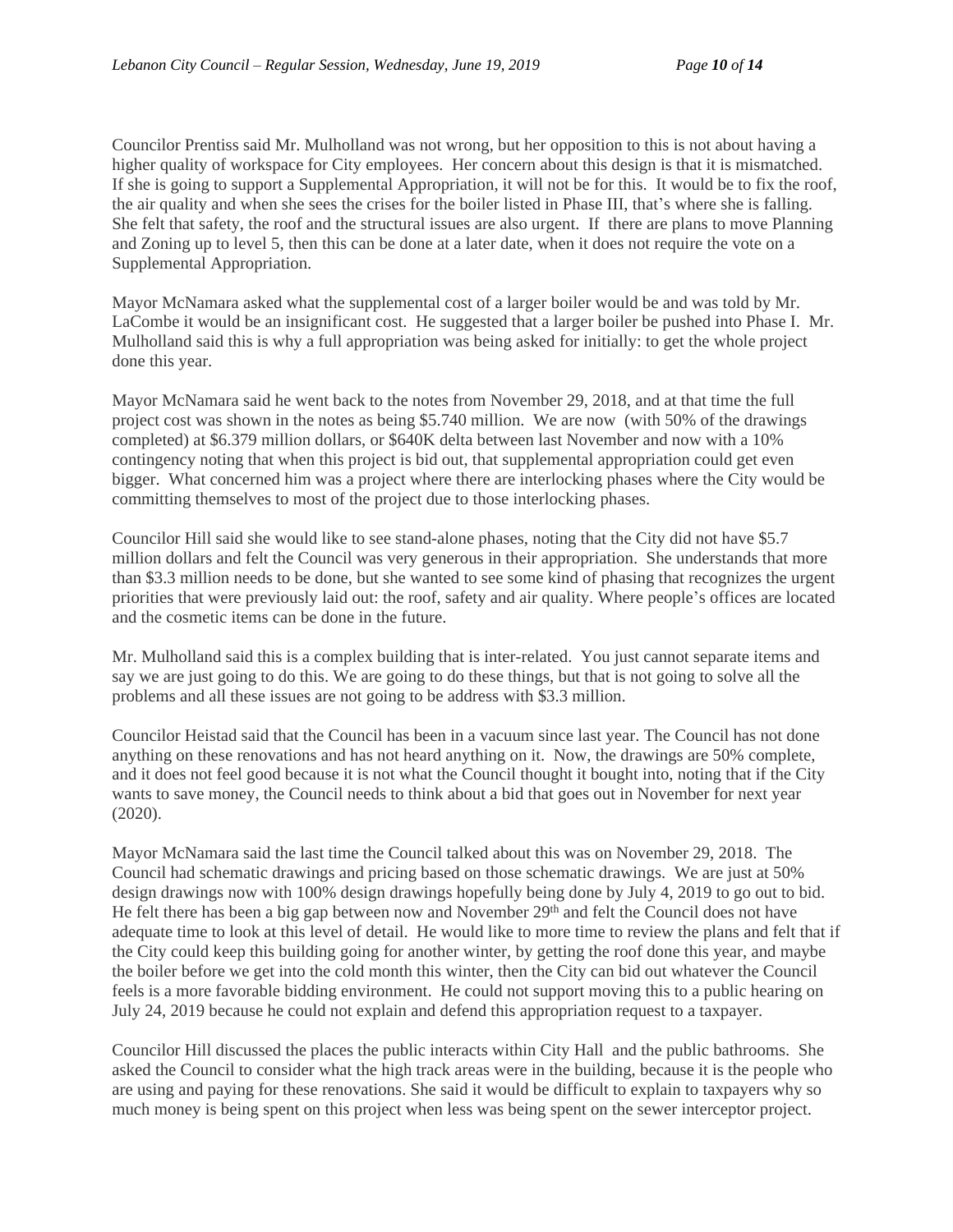Councilor Prentiss said Mr. Mulholland was not wrong, but her opposition to this is not about having a higher quality of workspace for City employees. Her concern about this design is that it is mismatched. If she is going to support a Supplemental Appropriation, it will not be for this. It would be to fix the roof, the air quality and when she sees the crises for the boiler listed in Phase III, that's where she is falling. She felt that safety, the roof and the structural issues are also urgent. If there are plans to move Planning and Zoning up to level 5, then this can be done at a later date, when it does not require the vote on a Supplemental Appropriation.

Mayor McNamara asked what the supplemental cost of a larger boiler would be and was told by Mr. LaCombe it would be an insignificant cost. He suggested that a larger boiler be pushed into Phase I. Mr. Mulholland said this is why a full appropriation was being asked for initially: to get the whole project done this year.

Mayor McNamara said he went back to the notes from November 29, 2018, and at that time the full project cost was shown in the notes as being $5.740 million. We are now (with 50% of the drawings completed) at $6.379 million dollars, or $640K delta between last November and now with a 10% contingency noting that when this project is bid out, that supplemental appropriation could get even bigger. What concerned him was a project where there are interlocking phases where the City would be committing themselves to most of the project due to those interlocking phases.

Councilor Hill said she would like to see stand-alone phases, noting that the City did not have $5.7 million dollars and felt the Council was very generous in their appropriation. She understands that more than $3.3 million needs to be done, but she wanted to see some kind of phasing that recognizes the urgent priorities that were previously laid out: the roof, safety and air quality. Where people's offices are located and the cosmetic items can be done in the future.

Mr. Mulholland said this is a complex building that is inter-related. You just cannot separate items and say we are just going to do this. We are going to do these things, but that is not going to solve all the problems and all these issues are not going to be address with $3.3 million.

Councilor Heistad said that the Council has been in a vacuum since last year. The Council has not done anything on these renovations and has not heard anything on it. Now, the drawings are 50% complete, and it does not feel good because it is not what the Council thought it bought into, noting that if the City wants to save money, the Council needs to think about a bid that goes out in November for next year (2020).

Mayor McNamara said the last time the Council talked about this was on November 29, 2018. The Council had schematic drawings and pricing based on those schematic drawings. We are just at 50% design drawings now with 100% design drawings hopefully being done by July 4, 2019 to go out to bid. He felt there has been a big gap between now and November 29th and felt the Council does not have adequate time to look at this level of detail. He would like to more time to review the plans and felt that if the City could keep this building going for another winter, by getting the roof done this year, and maybe the boiler before we get into the cold month this winter, then the City can bid out whatever the Council feels is a more favorable bidding environment. He could not support moving this to a public hearing on July 24, 2019 because he could not explain and defend this appropriation request to a taxpayer.

Councilor Hill discussed the places the public interacts within City Hall and the public bathrooms. She asked the Council to consider what the high track areas were in the building, because it is the people who are using and paying for these renovations. She said it would be difficult to explain to taxpayers why so much money is being spent on this project when less was being spent on the sewer interceptor project.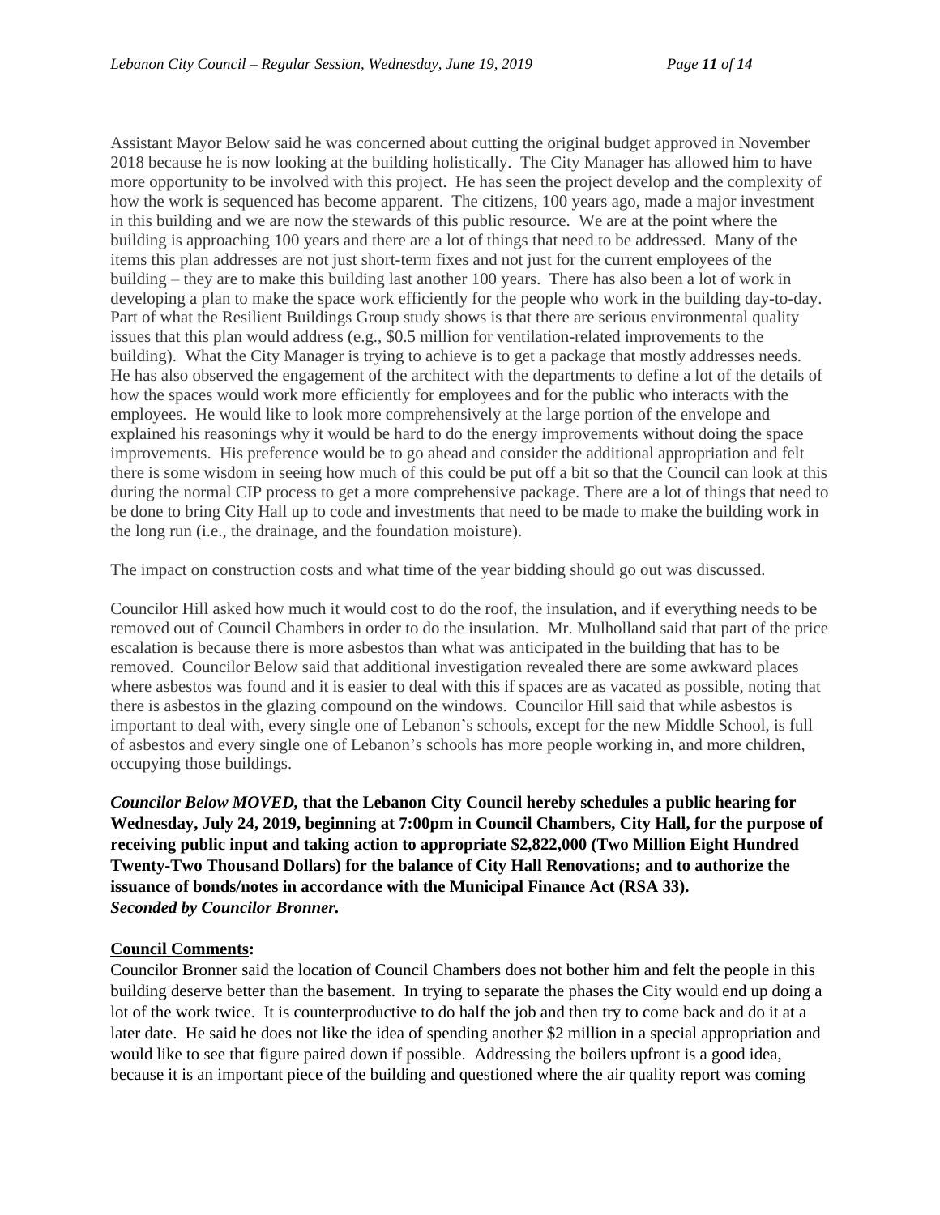Assistant Mayor Below said he was concerned about cutting the original budget approved in November 2018 because he is now looking at the building holistically. The City Manager has allowed him to have more opportunity to be involved with this project. He has seen the project develop and the complexity of how the work is sequenced has become apparent. The citizens, 100 years ago, made a major investment in this building and we are now the stewards of this public resource. We are at the point where the building is approaching 100 years and there are a lot of things that need to be addressed. Many of the items this plan addresses are not just short-term fixes and not just for the current employees of the building – they are to make this building last another 100 years. There has also been a lot of work in developing a plan to make the space work efficiently for the people who work in the building day-to-day. Part of what the Resilient Buildings Group study shows is that there are serious environmental quality issues that this plan would address (e.g., $0.5 million for ventilation-related improvements to the building). What the City Manager is trying to achieve is to get a package that mostly addresses needs. He has also observed the engagement of the architect with the departments to define a lot of the details of how the spaces would work more efficiently for employees and for the public who interacts with the employees. He would like to look more comprehensively at the large portion of the envelope and explained his reasonings why it would be hard to do the energy improvements without doing the space improvements. His preference would be to go ahead and consider the additional appropriation and felt there is some wisdom in seeing how much of this could be put off a bit so that the Council can look at this during the normal CIP process to get a more comprehensive package. There are a lot of things that need to be done to bring City Hall up to code and investments that need to be made to make the building work in the long run (i.e., the drainage, and the foundation moisture).

The impact on construction costs and what time of the year bidding should go out was discussed.

Councilor Hill asked how much it would cost to do the roof, the insulation, and if everything needs to be removed out of Council Chambers in order to do the insulation. Mr. Mulholland said that part of the price escalation is because there is more asbestos than what was anticipated in the building that has to be removed. Councilor Below said that additional investigation revealed there are some awkward places where asbestos was found and it is easier to deal with this if spaces are as vacated as possible, noting that there is asbestos in the glazing compound on the windows. Councilor Hill said that while asbestos is important to deal with, every single one of Lebanon's schools, except for the new Middle School, is full of asbestos and every single one of Lebanon's schools has more people working in, and more children, occupying those buildings.

***Councilor Below MOVED*, that the Lebanon City Council hereby schedules a public hearing for Wednesday, July 24, 2019, beginning at 7:00pm in Council Chambers, City Hall, for the purpose of receiving public input and taking action to appropriate $2,822,000 (Two Million Eight Hundred Twenty-Two Thousand Dollars) for the balance of City Hall Renovations; and to authorize the issuance of bonds/notes in accordance with the Municipal Finance Act (RSA 33).**
***Seconded by Councilor Bronner.***

**Council Comments:**
Councilor Bronner said the location of Council Chambers does not bother him and felt the people in this building deserve better than the basement. In trying to separate the phases the City would end up doing a lot of the work twice. It is counterproductive to do half the job and then try to come back and do it at a later date. He said he does not like the idea of spending another $2 million in a special appropriation and would like to see that figure paired down if possible. Addressing the boilers upfront is a good idea, because it is an important piece of the building and questioned where the air quality report was coming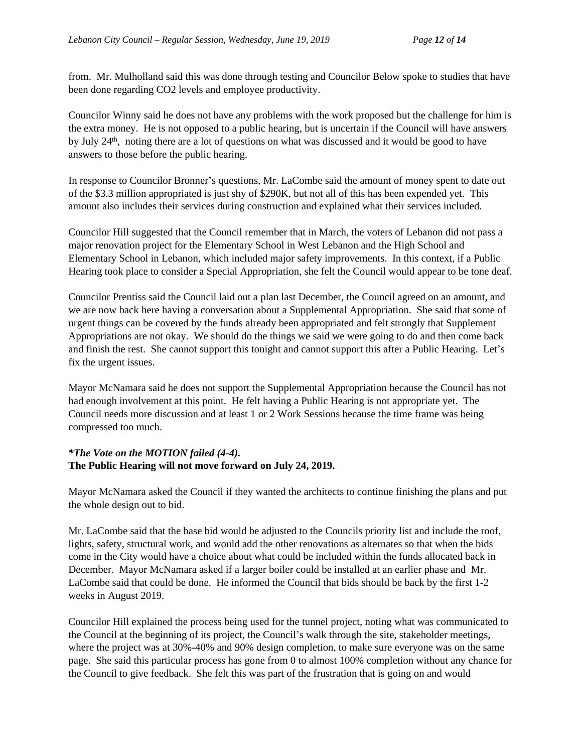from. Mr. Mulholland said this was done through testing and Councilor Below spoke to studies that have been done regarding $CO_2$ levels and employee productivity.

Councilor Winny said he does not have any problems with the work proposed but the challenge for him is the extra money. He is not opposed to a public hearing, but is uncertain if the Council will have answers by July 24th, noting there are a lot of questions on what was discussed and it would be good to have answers to those before the public hearing.

In response to Councilor Bronner's questions, Mr. LaCombe said the amount of money spent to date out of the $3.3 million appropriated is just shy of $290K, but not all of this has been expended yet. This amount also includes their services during construction and explained what their services included.

Councilor Hill suggested that the Council remember that in March, the voters of Lebanon did not pass a major renovation project for the Elementary School in West Lebanon and the High School and Elementary School in Lebanon, which included major safety improvements. In this context, if a Public Hearing took place to consider a Special Appropriation, she felt the Council would appear to be tone deaf.

Councilor Prentiss said the Council laid out a plan last December, the Council agreed on an amount, and we are now back here having a conversation about a Supplemental Appropriation. She said that some of urgent things can be covered by the funds already been appropriated and felt strongly that Supplement Appropriations are not okay. We should do the things we said we were going to do and then come back and finish the rest. She cannot support this tonight and cannot support this after a Public Hearing. Let's fix the urgent issues.

Mayor McNamara said he does not support the Supplemental Appropriation because the Council has not had enough involvement at this point. He felt having a Public Hearing is not appropriate yet. The Council needs more discussion and at least 1 or 2 Work Sessions because the time frame was being compressed too much.

***The Vote on the MOTION failed (4-4).***
**The Public Hearing will not move forward on July 24, 2019.**

Mayor McNamara asked the Council if they wanted the architects to continue finishing the plans and put the whole design out to bid.

Mr. LaCombe said that the base bid would be adjusted to the Councils priority list and include the roof, lights, safety, structural work, and would add the other renovations as alternates so that when the bids come in the City would have a choice about what could be included within the funds allocated back in December. Mayor McNamara asked if a larger boiler could be installed at an earlier phase and Mr. LaCombe said that could be done. He informed the Council that bids should be back by the first 1-2 weeks in August 2019.

Councilor Hill explained the process being used for the tunnel project, noting what was communicated to the Council at the beginning of its project, the Council's walk through the site, stakeholder meetings, where the project was at 30%-40% and 90% design completion, to make sure everyone was on the same page. She said this particular process has gone from 0 to almost 100% completion without any chance for the Council to give feedback. She felt this was part of the frustration that is going on and would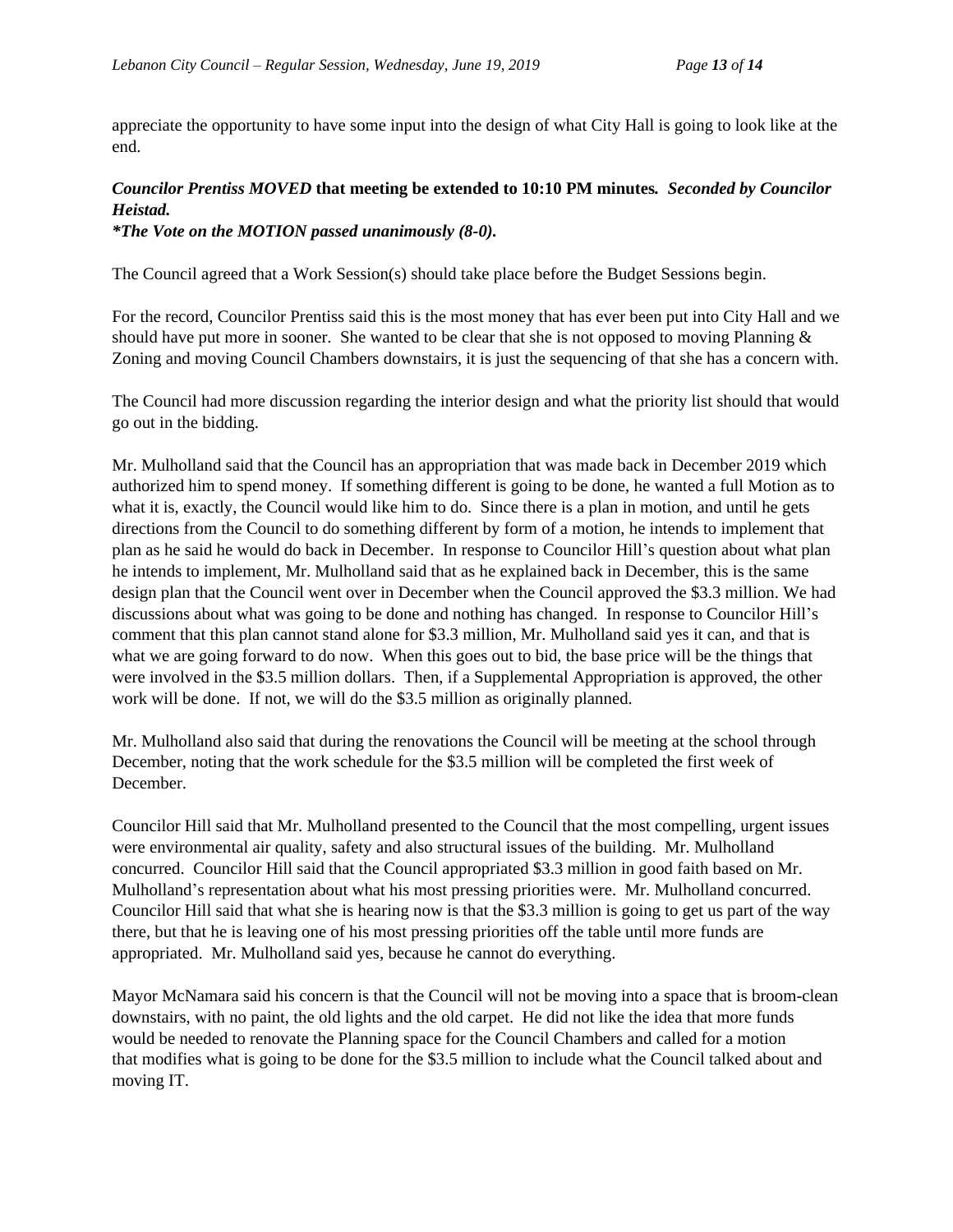appreciate the opportunity to have some input into the design of what City Hall is going to look like at the end.

***Councilor Prentiss MOVED* that meeting be extended to 10:10 PM minutes*.* *Seconded by Councilor Heistad.***
***\*The Vote on the MOTION passed unanimously (8-0).***

The Council agreed that a Work Session(s) should take place before the Budget Sessions begin.

For the record, Councilor Prentiss said this is the most money that has ever been put into City Hall and we should have put more in sooner. She wanted to be clear that she is not opposed to moving Planning & Zoning and moving Council Chambers downstairs, it is just the sequencing of that she has a concern with.

The Council had more discussion regarding the interior design and what the priority list should that would go out in the bidding.

Mr. Mulholland said that the Council has an appropriation that was made back in December 2019 which authorized him to spend money. If something different is going to be done, he wanted a full Motion as to what it is, exactly, the Council would like him to do. Since there is a plan in motion, and until he gets directions from the Council to do something different by form of a motion, he intends to implement that plan as he said he would do back in December. In response to Councilor Hill's question about what plan he intends to implement, Mr. Mulholland said that as he explained back in December, this is the same design plan that the Council went over in December when the Council approved the $3.3 million. We had discussions about what was going to be done and nothing has changed. In response to Councilor Hill's comment that this plan cannot stand alone for $3.3 million, Mr. Mulholland said yes it can, and that is what we are going forward to do now. When this goes out to bid, the base price will be the things that were involved in the $3.5 million dollars. Then, if a Supplemental Appropriation is approved, the other work will be done. If not, we will do the $3.5 million as originally planned.

Mr. Mulholland also said that during the renovations the Council will be meeting at the school through December, noting that the work schedule for the $3.5 million will be completed the first week of December.

Councilor Hill said that Mr. Mulholland presented to the Council that the most compelling, urgent issues were environmental air quality, safety and also structural issues of the building. Mr. Mulholland concurred. Councilor Hill said that the Council appropriated $3.3 million in good faith based on Mr. Mulholland's representation about what his most pressing priorities were. Mr. Mulholland concurred. Councilor Hill said that what she is hearing now is that the $3.3 million is going to get us part of the way there, but that he is leaving one of his most pressing priorities off the table until more funds are appropriated. Mr. Mulholland said yes, because he cannot do everything.

Mayor McNamara said his concern is that the Council will not be moving into a space that is broom-clean downstairs, with no paint, the old lights and the old carpet. He did not like the idea that more funds would be needed to renovate the Planning space for the Council Chambers and called for a motion that modifies what is going to be done for the $3.5 million to include what the Council talked about and moving IT.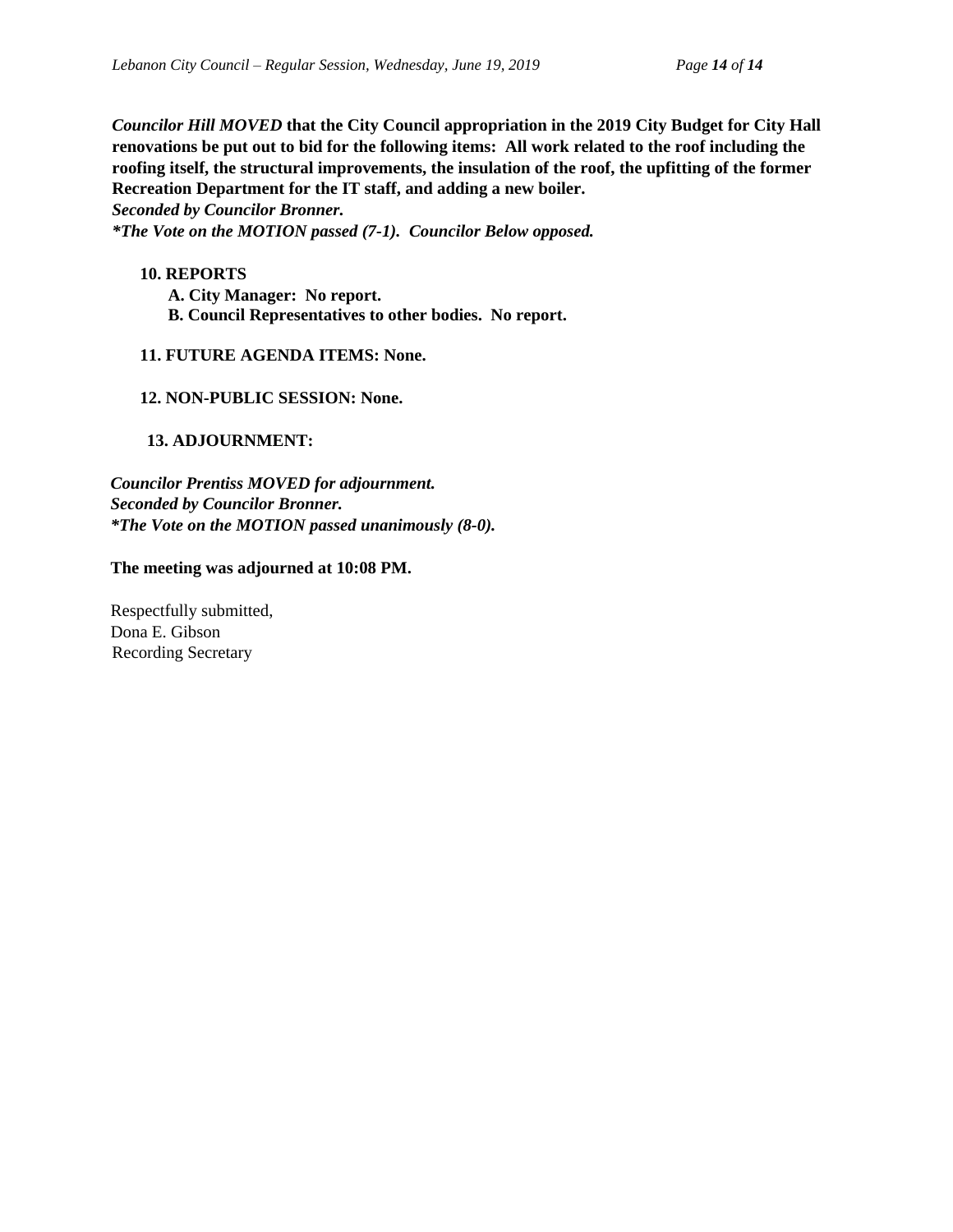***Councilor Hill MOVED*** **that the City Council appropriation in the 2019 City Budget for City Hall renovations be put out to bid for the following items: All work related to the roof including the roofing itself, the structural improvements, the insulation of the roof, the upfitting of the former Recreation Department for the IT staff, and adding a new boiler.**
***Seconded by Councilor Bronner.***
***\*The Vote on the MOTION passed (7-1). Councilor Below opposed.***

**10. REPORTS**

**A. City Manager: No report.**
**B. Council Representatives to other bodies. No report.**

**11. FUTURE AGENDA ITEMS: None.**

**12. NON-PUBLIC SESSION: None.**

**13. ADJOURNMENT:**

***Councilor Prentiss MOVED for adjournment.***
***Seconded by Councilor Bronner.***
***\*The Vote on the MOTION passed unanimously (8-0).***

**The meeting was adjourned at 10:08 PM.**

Respectfully submitted,
Dona E. Gibson
Recording Secretary